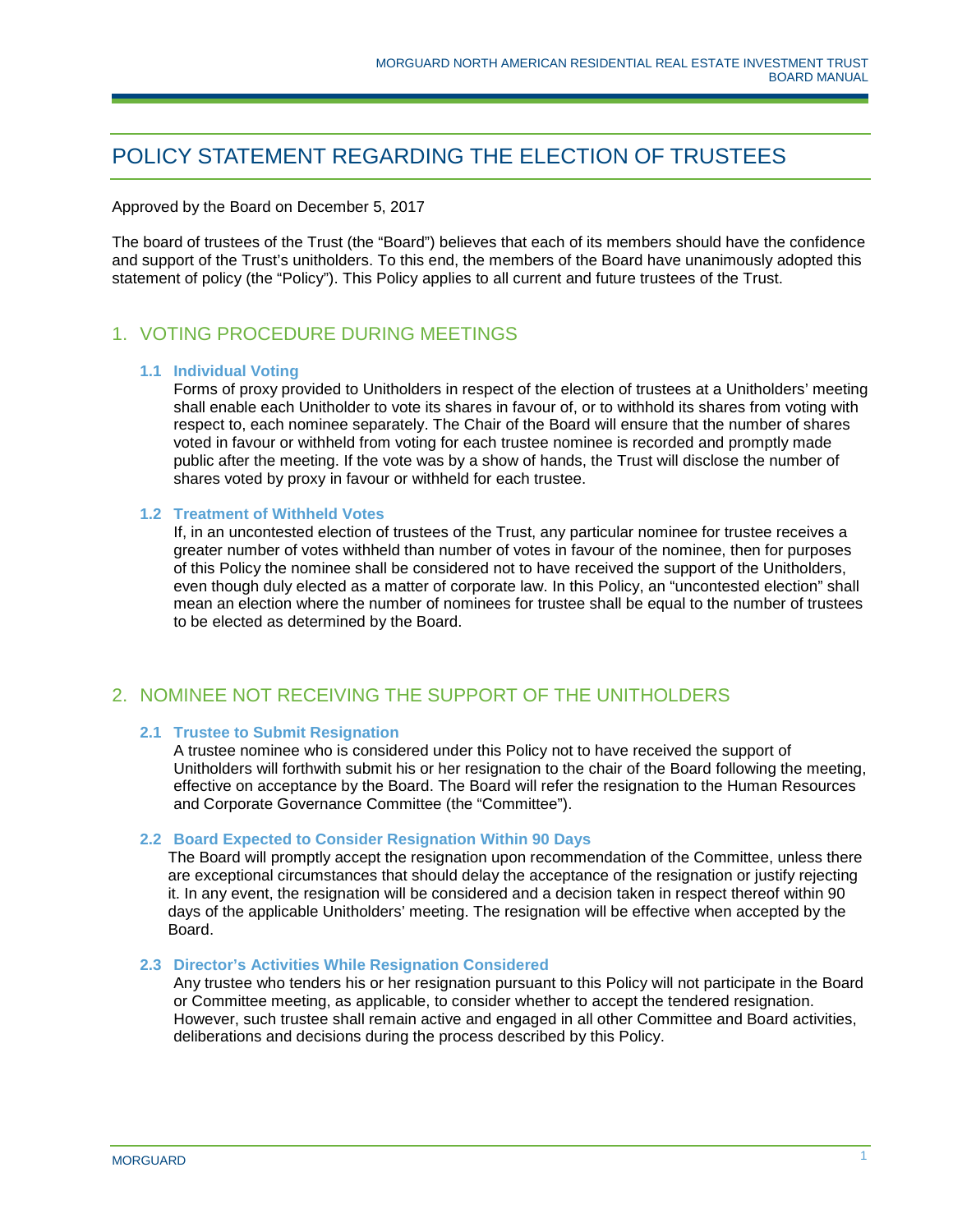# POLICY STATEMENT REGARDING THE ELECTION OF TRUSTEES

Approved by the Board on December 5, 2017

The board of trustees of the Trust (the "Board") believes that each of its members should have the confidence and support of the Trust's unitholders. To this end, the members of the Board have unanimously adopted this statement of policy (the "Policy"). This Policy applies to all current and future trustees of the Trust.

## 1. VOTING PROCEDURE DURING MEETINGS

### 1.1 Individual Voting

Forms of proxy provided to Unitholders in respect of the election of trustees at a Unitholders' meeting shall enable each Unitholder to vote its shares in favour of, or to withhold its shares from voting with respect to, each nominee separately. The Chair of the Board will ensure that the number of shares voted in favour or withheld from voting for each trustee nominee is recorded and promptly made public after the meeting. If the vote was by a show of hands, the Trust will disclose the number of shares voted by proxy in favour or withheld for each trustee.

### 1.2 Treatment of Withheld Votes

If, in an uncontested election of trustees of the Trust, any particular nominee for trustee receives a greater number of votes withheld than number of votes in favour of the nominee, then for purposes of this Policy the nominee shall be considered not to have received the support of the Unitholders, even though duly elected as a matter of corporate law. In this Policy, an "uncontested election" shall mean an election where the number of nominees for trustee shall be equal to the number of trustees to be elected as determined by the Board.

## 2. NOMINEE NOT RECEIVING THE SUPPORT OF THE UNITHOLDERS

### 2.1 Trustee to Submit Resignation

A trustee nominee who is considered under this Policy not to have received the support of Unitholders will forthwith submit his or her resignation to the chair of the Board following the meeting, effective on acceptance by the Board. The Board will refer the resignation to the Human Resources and Corporate Governance Committee (the "Committee").

### 2.2 Board Expected to Consider Resignation Within 90 Days

The Board will promptly accept the resignation upon recommendation of the Committee, unless there are exceptional circumstances that should delay the acceptance of the resignation or justify rejecting it. In any event, the resignation will be considered and a decision taken in respect thereof within 90 days of the applicable Unitholders' meeting. The resignation will be effective when accepted by the Board.

### 2.3 Director's Activities While Resignation Considered

Any trustee who tenders his or her resignation pursuant to this Policy will not participate in the Board or Committee meeting, as applicable, to consider whether to accept the tendered resignation. However, such trustee shall remain active and engaged in all other Committee and Board activities, deliberations and decisions during the process described by this Policy.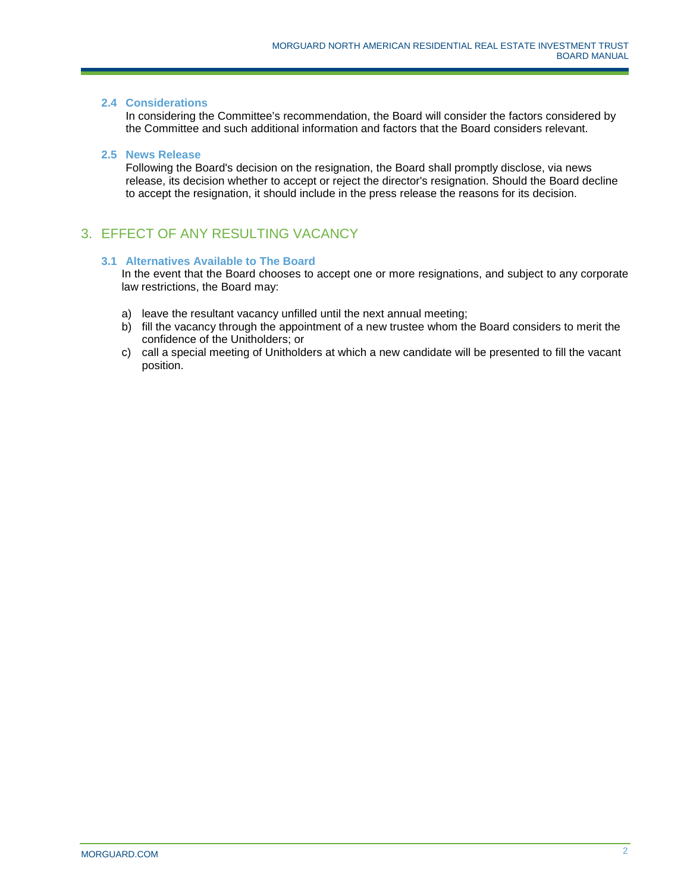### 2.4 Considerations

In considering the Committee's recommendation, the Board will consider the factors considered by the Committee and such additional information and factors that the Board considers relevant.

### 2.5 News Release

Following the Board's decision on the resignation, the Board shall promptly disclose, via news release, its decision whether to accept or reject the director's resignation. Should the Board decline to accept the resignation, it should include in the press release the reasons for its decision.

## 3. EFFECT OF ANY RESULTING VACANCY

### 3.1 Alternatives Available to The Board

In the event that the Board chooses to accept one or more resignations, and subject to any corporate law restrictions, the Board may:

a) leave the resultant vacancy unfilled until the next annual meeting;
b) fill the vacancy through the appointment of a new trustee whom the Board considers to merit the confidence of the Unitholders; or
c) call a special meeting of Unitholders at which a new candidate will be presented to fill the vacant position.